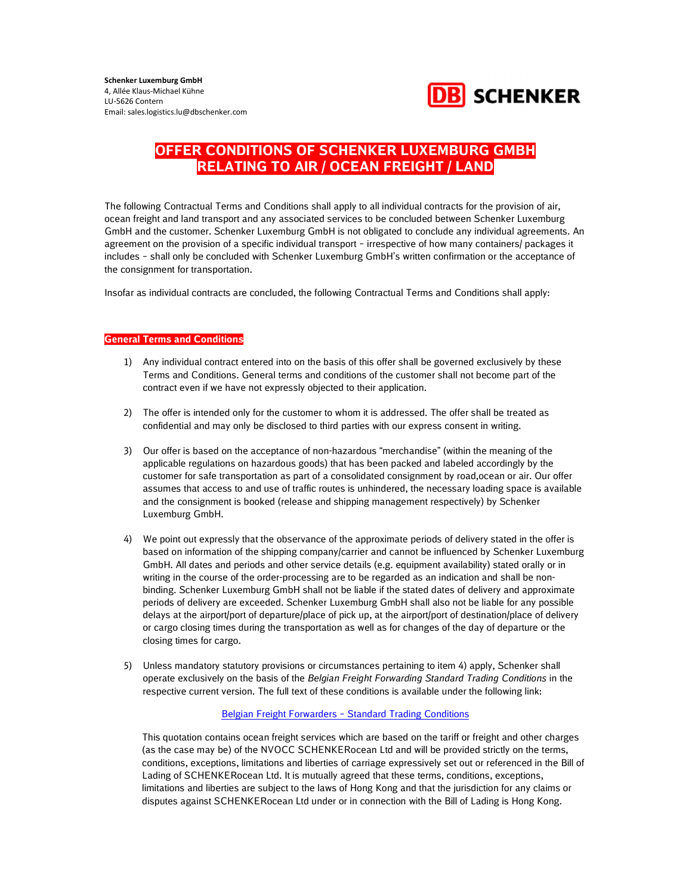**Schenker Luxemburg GmbH**
4, Allée Klaus-Michael Kühne
LU-5626 Contern
Email: sales.logistics.lu@dbschenker.com

DB SCHENKER

# OFFER CONDITIONS OF SCHENKER LUXEMBURG GMBH RELATING TO AIR / OCEAN FREIGHT / LAND

The following Contractual Terms and Conditions shall apply to all individual contracts for the provision of air, ocean freight and land transport and any associated services to be concluded between Schenker Luxemburg GmbH and the customer. Schenker Luxemburg GmbH is not obligated to conclude any individual agreements. An agreement on the provision of a specific individual transport – irrespective of how many containers/ packages it includes – shall only be concluded with Schenker Luxemburg GmbH's written confirmation or the acceptance of the consignment for transportation.

Insofar as individual contracts are concluded, the following Contractual Terms and Conditions shall apply:

## General Terms and Conditions

1) Any individual contract entered into on the basis of this offer shall be governed exclusively by these Terms and Conditions. General terms and conditions of the customer shall not become part of the contract even if we have not expressly objected to their application.

2) The offer is intended only for the customer to whom it is addressed. The offer shall be treated as confidential and may only be disclosed to third parties with our express consent in writing.

3) Our offer is based on the acceptance of non-hazardous "merchandise" (within the meaning of the applicable regulations on hazardous goods) that has been packed and labeled accordingly by the customer for safe transportation as part of a consolidated consignment by road,ocean or air. Our offer assumes that access to and use of traffic routes is unhindered, the necessary loading space is available and the consignment is booked (release and shipping management respectively) by Schenker Luxemburg GmbH.

4) We point out expressly that the observance of the approximate periods of delivery stated in the offer is based on information of the shipping company/carrier and cannot be influenced by Schenker Luxemburg GmbH. All dates and periods and other service details (e.g. equipment availability) stated orally or in writing in the course of the order-processing are to be regarded as an indication and shall be non-binding. Schenker Luxemburg GmbH shall not be liable if the stated dates of delivery and approximate periods of delivery are exceeded. Schenker Luxemburg GmbH shall also not be liable for any possible delays at the airport/port of departure/place of pick up, at the airport/port of destination/place of delivery or cargo closing times during the transportation as well as for changes of the day of departure or the closing times for cargo.

5) Unless mandatory statutory provisions or circumstances pertaining to item 4) apply, Schenker shall operate exclusively on the basis of the *Belgian Freight Forwarding Standard Trading Conditions* in the respective current version. The full text of these conditions is available under the following link:

   Belgian Freight Forwarders – Standard Trading Conditions

   This quotation contains ocean freight services which are based on the tariff or freight and other charges (as the case may be) of the NVOCC SCHENKERocean Ltd and will be provided strictly on the terms, conditions, exceptions, limitations and liberties of carriage expressively set out or referenced in the Bill of Lading of SCHENKERocean Ltd. It is mutually agreed that these terms, conditions, exceptions, limitations and liberties are subject to the laws of Hong Kong and that the jurisdiction for any claims or disputes against SCHENKERocean Ltd under or in connection with the Bill of Lading is Hong Kong.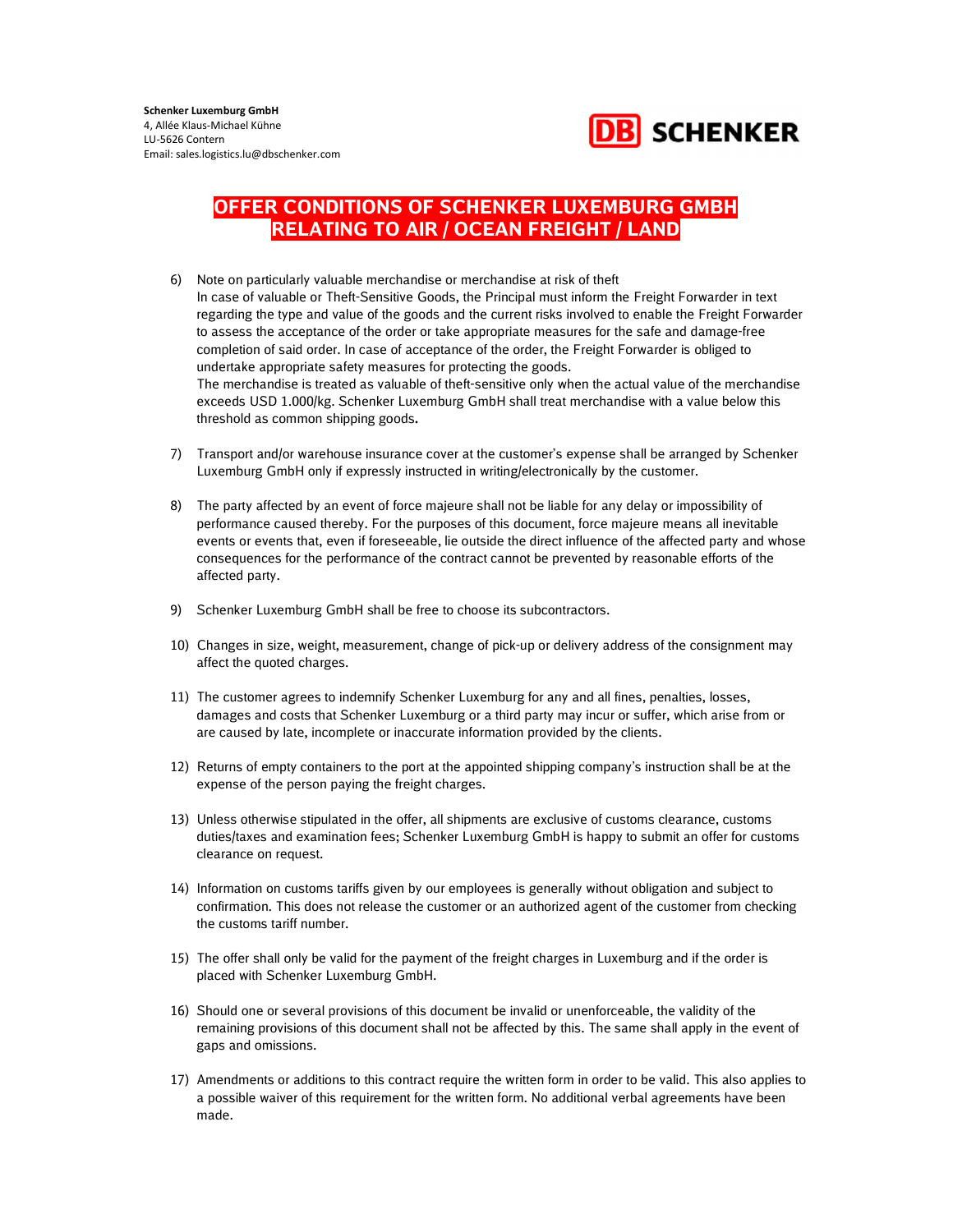**Schenker Luxemburg GmbH**
4, Allée Klaus-Michael Kühne
LU-5626 Contern
Email: sales.logistics.lu@dbschenker.com

# OFFER CONDITIONS OF SCHENKER LUXEMBURG GMBH RELATING TO AIR / OCEAN FREIGHT / LAND

6) Note on particularly valuable merchandise or merchandise at risk of theft
In case of valuable or Theft-Sensitive Goods, the Principal must inform the Freight Forwarder in text regarding the type and value of the goods and the current risks involved to enable the Freight Forwarder to assess the acceptance of the order or take appropriate measures for the safe and damage-free completion of said order. In case of acceptance of the order, the Freight Forwarder is obliged to undertake appropriate safety measures for protecting the goods.
The merchandise is treated as valuable of theft-sensitive only when the actual value of the merchandise exceeds USD 1.000/kg. Schenker Luxemburg GmbH shall treat merchandise with a value below this threshold as common shipping goods**.**

7) Transport and/or warehouse insurance cover at the customer's expense shall be arranged by Schenker Luxemburg GmbH only if expressly instructed in writing/electronically by the customer.

8) The party affected by an event of force majeure shall not be liable for any delay or impossibility of performance caused thereby. For the purposes of this document, force majeure means all inevitable events or events that, even if foreseeable, lie outside the direct influence of the affected party and whose consequences for the performance of the contract cannot be prevented by reasonable efforts of the affected party.

9) Schenker Luxemburg GmbH shall be free to choose its subcontractors.

10) Changes in size, weight, measurement, change of pick-up or delivery address of the consignment may affect the quoted charges.

11) The customer agrees to indemnify Schenker Luxemburg for any and all fines, penalties, losses, damages and costs that Schenker Luxemburg or a third party may incur or suffer, which arise from or are caused by late, incomplete or inaccurate information provided by the clients.

12) Returns of empty containers to the port at the appointed shipping company's instruction shall be at the expense of the person paying the freight charges.

13) Unless otherwise stipulated in the offer, all shipments are exclusive of customs clearance, customs duties/taxes and examination fees; Schenker Luxemburg GmbH is happy to submit an offer for customs clearance on request.

14) Information on customs tariffs given by our employees is generally without obligation and subject to confirmation. This does not release the customer or an authorized agent of the customer from checking the customs tariff number.

15) The offer shall only be valid for the payment of the freight charges in Luxemburg and if the order is placed with Schenker Luxemburg GmbH.

16) Should one or several provisions of this document be invalid or unenforceable, the validity of the remaining provisions of this document shall not be affected by this. The same shall apply in the event of gaps and omissions.

17) Amendments or additions to this contract require the written form in order to be valid. This also applies to a possible waiver of this requirement for the written form. No additional verbal agreements have been made.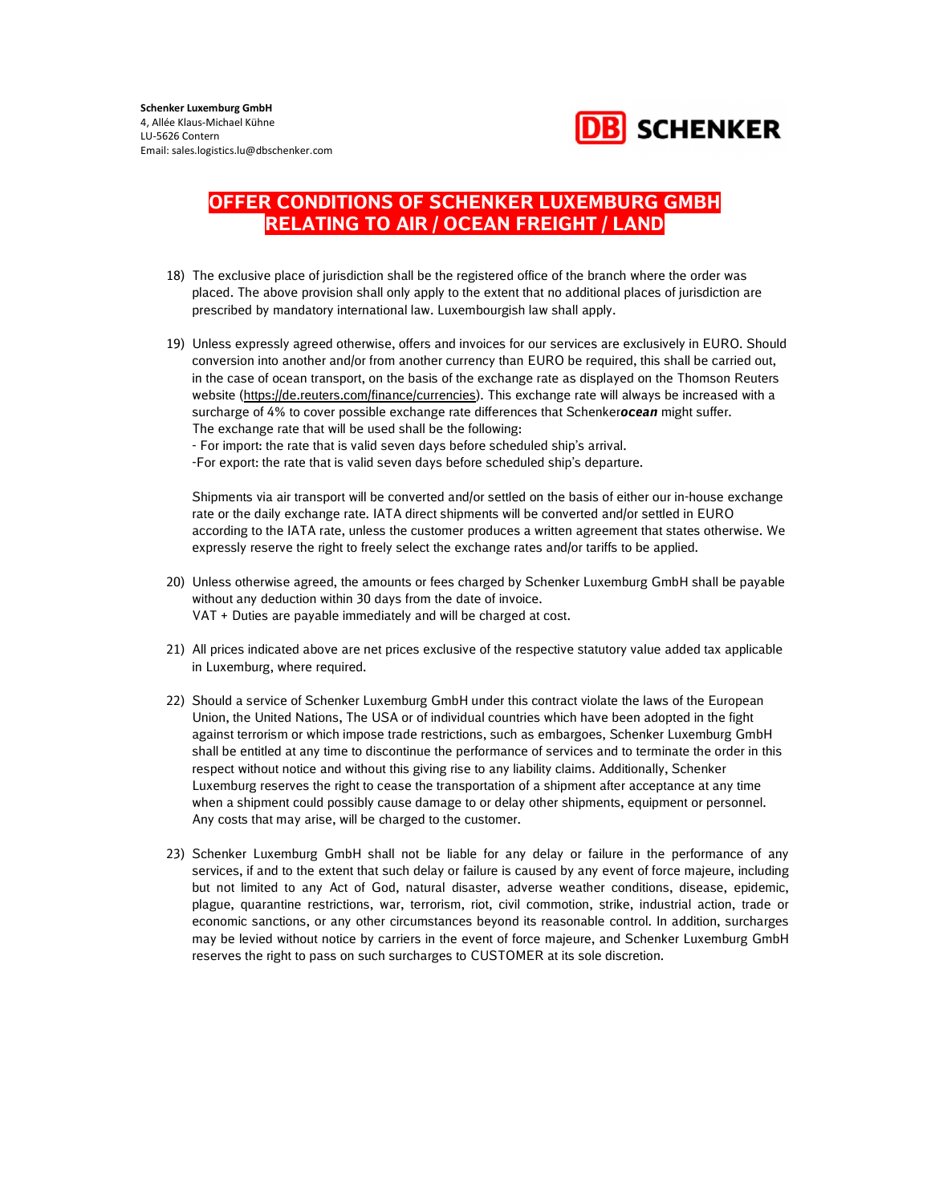**Schenker Luxemburg GmbH**
4, Allée Klaus-Michael Kühne
LU-5626 Contern
Email: sales.logistics.lu@dbschenker.com

# OFFER CONDITIONS OF SCHENKER LUXEMBURG GMBH RELATING TO AIR / OCEAN FREIGHT / LAND

18) The exclusive place of jurisdiction shall be the registered office of the branch where the order was placed. The above provision shall only apply to the extent that no additional places of jurisdiction are prescribed by mandatory international law. Luxembourgish law shall apply.

19) Unless expressly agreed otherwise, offers and invoices for our services are exclusively in EURO. Should conversion into another and/or from another currency than EURO be required, this shall be carried out, in the case of ocean transport, on the basis of the exchange rate as displayed on the Thomson Reuters website (https://de.reuters.com/finance/currencies). This exchange rate will always be increased with a surcharge of 4% to cover possible exchange rate differences that Schenker***ocean*** might suffer.
    The exchange rate that will be used shall be the following:
    - For import: the rate that is valid seven days before scheduled ship's arrival.
    -For export: the rate that is valid seven days before scheduled ship's departure.

    Shipments via air transport will be converted and/or settled on the basis of either our in-house exchange rate or the daily exchange rate. IATA direct shipments will be converted and/or settled in EURO according to the IATA rate, unless the customer produces a written agreement that states otherwise. We expressly reserve the right to freely select the exchange rates and/or tariffs to be applied.

20) Unless otherwise agreed, the amounts or fees charged by Schenker Luxemburg GmbH shall be payable without any deduction within 30 days from the date of invoice.
    VAT + Duties are payable immediately and will be charged at cost.

21) All prices indicated above are net prices exclusive of the respective statutory value added tax applicable in Luxemburg, where required.

22) Should a service of Schenker Luxemburg GmbH under this contract violate the laws of the European Union, the United Nations, The USA or of individual countries which have been adopted in the fight against terrorism or which impose trade restrictions, such as embargoes, Schenker Luxemburg GmbH shall be entitled at any time to discontinue the performance of services and to terminate the order in this respect without notice and without this giving rise to any liability claims. Additionally, Schenker Luxemburg reserves the right to cease the transportation of a shipment after acceptance at any time when a shipment could possibly cause damage to or delay other shipments, equipment or personnel. Any costs that may arise, will be charged to the customer.

23) Schenker Luxemburg GmbH shall not be liable for any delay or failure in the performance of any services, if and to the extent that such delay or failure is caused by any event of force majeure, including but not limited to any Act of God, natural disaster, adverse weather conditions, disease, epidemic, plague, quarantine restrictions, war, terrorism, riot, civil commotion, strike, industrial action, trade or economic sanctions, or any other circumstances beyond its reasonable control. In addition, surcharges may be levied without notice by carriers in the event of force majeure, and Schenker Luxemburg GmbH reserves the right to pass on such surcharges to CUSTOMER at its sole discretion.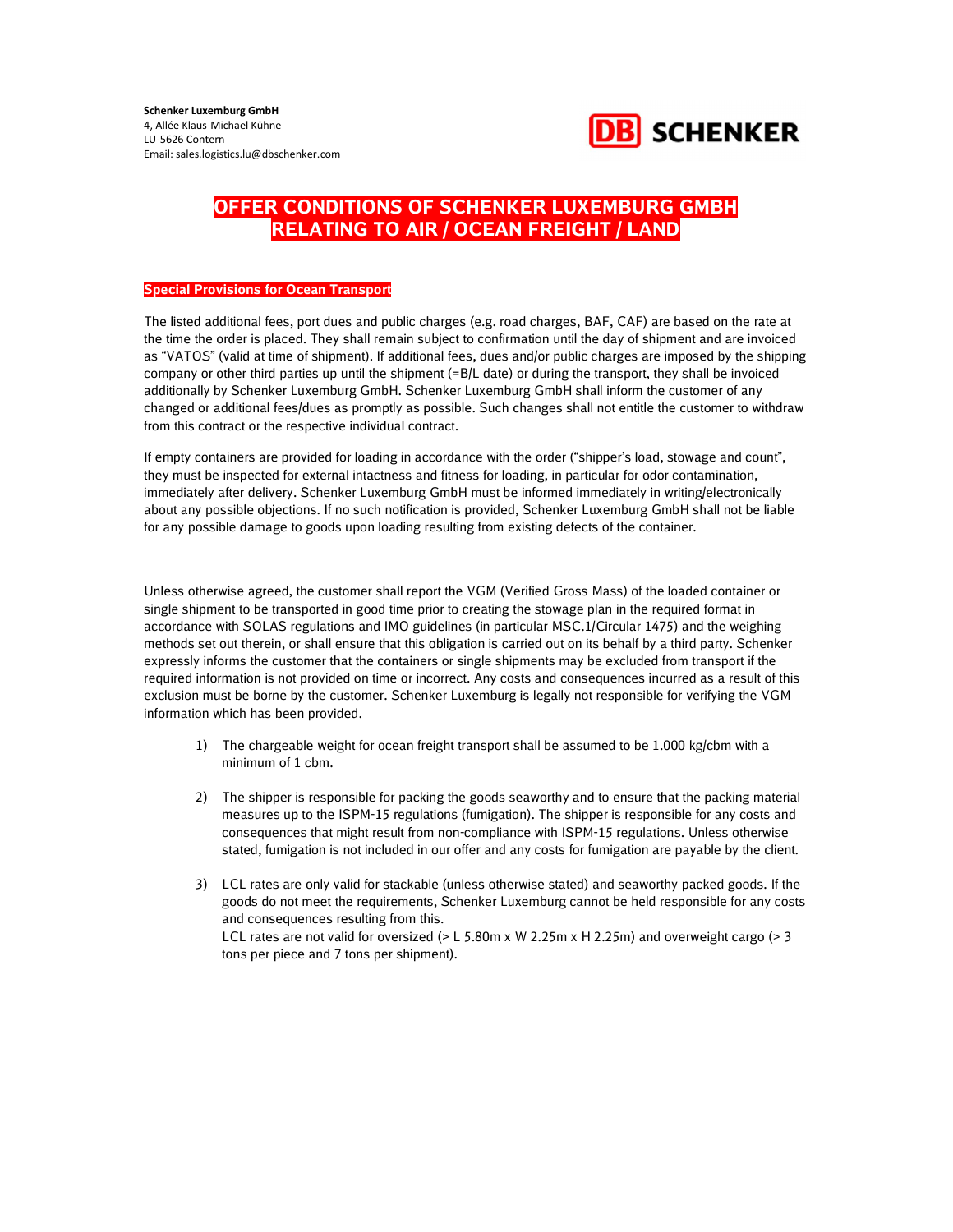**Schenker Luxemburg GmbH**
4, Allée Klaus-Michael Kühne
LU-5626 Contern
Email: sales.logistics.lu@dbschenker.com

# OFFER CONDITIONS OF SCHENKER LUXEMBURG GMBH RELATING TO AIR / OCEAN FREIGHT / LAND

## Special Provisions for Ocean Transport

The listed additional fees, port dues and public charges (e.g. road charges, BAF, CAF) are based on the rate at the time the order is placed. They shall remain subject to confirmation until the day of shipment and are invoiced as "VATOS" (valid at time of shipment). If additional fees, dues and/or public charges are imposed by the shipping company or other third parties up until the shipment (=B/L date) or during the transport, they shall be invoiced additionally by Schenker Luxemburg GmbH. Schenker Luxemburg GmbH shall inform the customer of any changed or additional fees/dues as promptly as possible. Such changes shall not entitle the customer to withdraw from this contract or the respective individual contract.

If empty containers are provided for loading in accordance with the order ("shipper's load, stowage and count", they must be inspected for external intactness and fitness for loading, in particular for odor contamination, immediately after delivery. Schenker Luxemburg GmbH must be informed immediately in writing/electronically about any possible objections. If no such notification is provided, Schenker Luxemburg GmbH shall not be liable for any possible damage to goods upon loading resulting from existing defects of the container.

Unless otherwise agreed, the customer shall report the VGM (Verified Gross Mass) of the loaded container or single shipment to be transported in good time prior to creating the stowage plan in the required format in accordance with SOLAS regulations and IMO guidelines (in particular MSC.1/Circular 1475) and the weighing methods set out therein, or shall ensure that this obligation is carried out on its behalf by a third party. Schenker expressly informs the customer that the containers or single shipments may be excluded from transport if the required information is not provided on time or incorrect. Any costs and consequences incurred as a result of this exclusion must be borne by the customer. Schenker Luxemburg is legally not responsible for verifying the VGM information which has been provided.

1) The chargeable weight for ocean freight transport shall be assumed to be 1.000 kg/cbm with a minimum of 1 cbm.

2) The shipper is responsible for packing the goods seaworthy and to ensure that the packing material measures up to the ISPM-15 regulations (fumigation). The shipper is responsible for any costs and consequences that might result from non-compliance with ISPM-15 regulations. Unless otherwise stated, fumigation is not included in our offer and any costs for fumigation are payable by the client.

3) LCL rates are only valid for stackable (unless otherwise stated) and seaworthy packed goods. If the goods do not meet the requirements, Schenker Luxemburg cannot be held responsible for any costs and consequences resulting from this.
   LCL rates are not valid for oversized (> L 5.80m x W 2.25m x H 2.25m) and overweight cargo (> 3 tons per piece and 7 tons per shipment).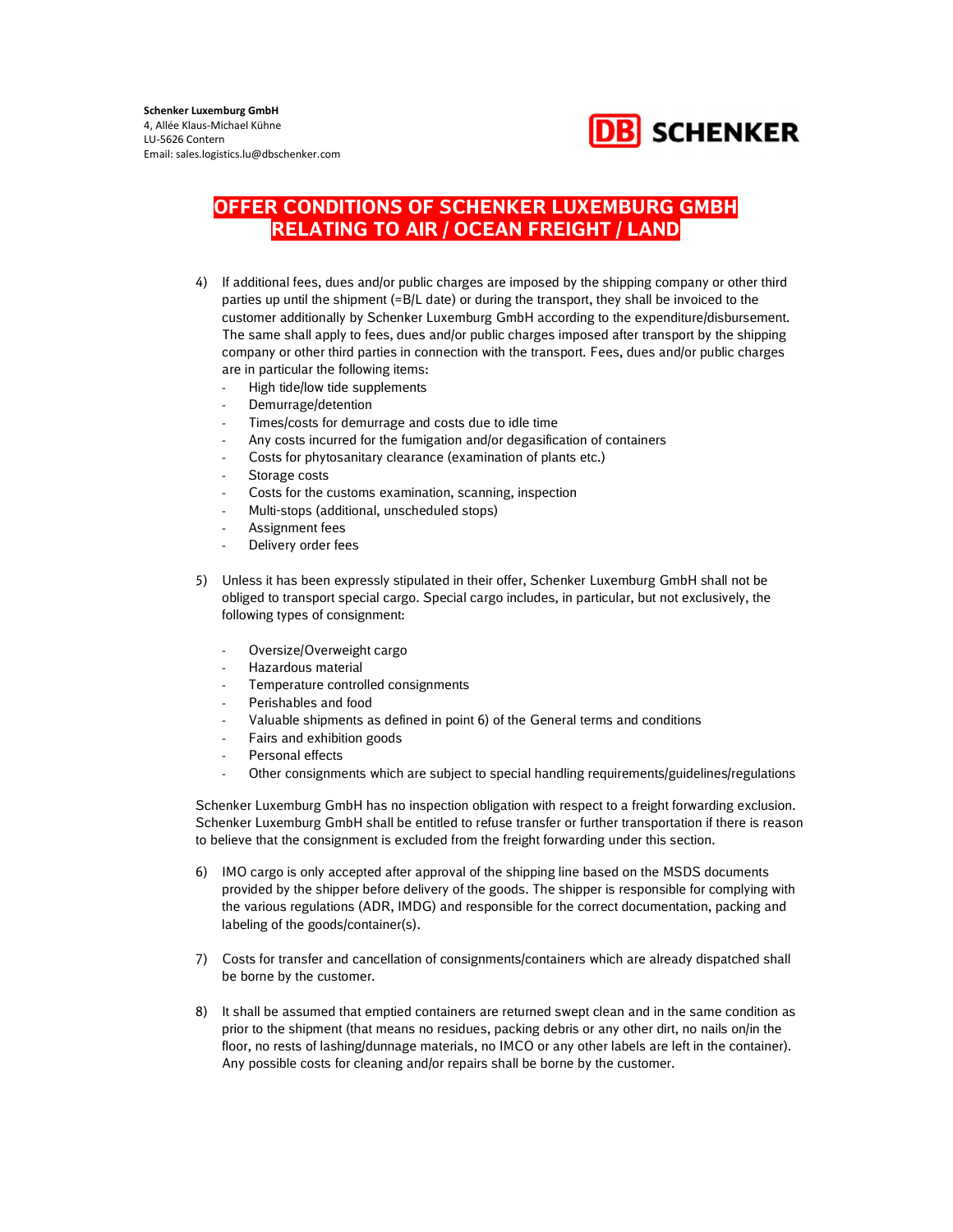**Schenker Luxemburg GmbH**
4, Allée Klaus-Michael Kühne
LU-5626 Contern
Email: sales.logistics.lu@dbschenker.com

# OFFER CONDITIONS OF SCHENKER LUXEMBURG GMBH RELATING TO AIR / OCEAN FREIGHT / LAND

4) If additional fees, dues and/or public charges are imposed by the shipping company or other third parties up until the shipment (=B/L date) or during the transport, they shall be invoiced to the customer additionally by Schenker Luxemburg GmbH according to the expenditure/disbursement. The same shall apply to fees, dues and/or public charges imposed after transport by the shipping company or other third parties in connection with the transport. Fees, dues and/or public charges are in particular the following items:
   - High tide/low tide supplements
   - Demurrage/detention
   - Times/costs for demurrage and costs due to idle time
   - Any costs incurred for the fumigation and/or degasification of containers
   - Costs for phytosanitary clearance (examination of plants etc.)
   - Storage costs
   - Costs for the customs examination, scanning, inspection
   - Multi-stops (additional, unscheduled stops)
   - Assignment fees
   - Delivery order fees

5) Unless it has been expressly stipulated in their offer, Schenker Luxemburg GmbH shall not be obliged to transport special cargo. Special cargo includes, in particular, but not exclusively, the following types of consignment:

   - Oversize/Overweight cargo
   - Hazardous material
   - Temperature controlled consignments
   - Perishables and food
   - Valuable shipments as defined in point 6) of the General terms and conditions
   - Fairs and exhibition goods
   - Personal effects
   - Other consignments which are subject to special handling requirements/guidelines/regulations

Schenker Luxemburg GmbH has no inspection obligation with respect to a freight forwarding exclusion. Schenker Luxemburg GmbH shall be entitled to refuse transfer or further transportation if there is reason to believe that the consignment is excluded from the freight forwarding under this section.

6) IMO cargo is only accepted after approval of the shipping line based on the MSDS documents provided by the shipper before delivery of the goods. The shipper is responsible for complying with the various regulations (ADR, IMDG) and responsible for the correct documentation, packing and labeling of the goods/container(s).

7) Costs for transfer and cancellation of consignments/containers which are already dispatched shall be borne by the customer.

8) It shall be assumed that emptied containers are returned swept clean and in the same condition as prior to the shipment (that means no residues, packing debris or any other dirt, no nails on/in the floor, no rests of lashing/dunnage materials, no IMCO or any other labels are left in the container). Any possible costs for cleaning and/or repairs shall be borne by the customer.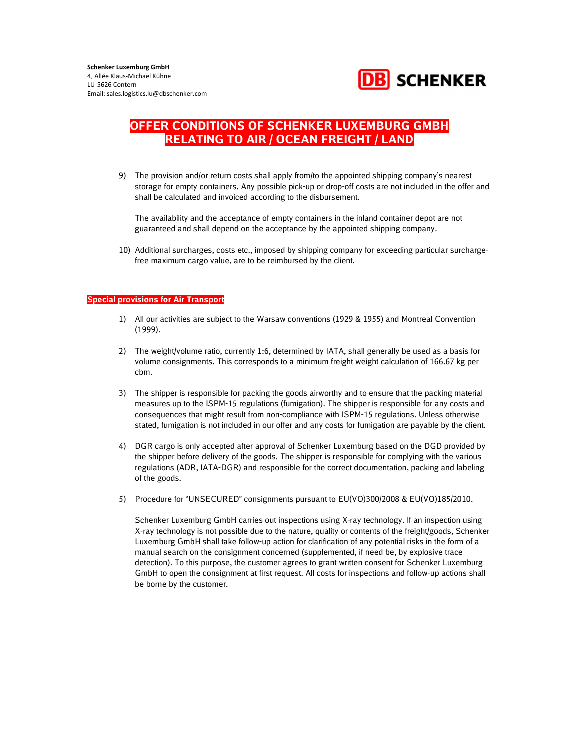# OFFER CONDITIONS OF SCHENKER LUXEMBURG GMBH RELATING TO AIR / OCEAN FREIGHT / LAND

9) The provision and/or return costs shall apply from/to the appointed shipping company's nearest storage for empty containers. Any possible pick-up or drop-off costs are not included in the offer and shall be calculated and invoiced according to the disbursement.

   The availability and the acceptance of empty containers in the inland container depot are not guaranteed and shall depend on the acceptance by the appointed shipping company.

10) Additional surcharges, costs etc., imposed by shipping company for exceeding particular surcharge-free maximum cargo value, are to be reimbursed by the client.

## Special provisions for Air Transport

1) All our activities are subject to the Warsaw conventions (1929 & 1955) and Montreal Convention (1999).

2) The weight/volume ratio, currently 1:6, determined by IATA, shall generally be used as a basis for volume consignments. This corresponds to a minimum freight weight calculation of 166.67 kg per cbm.

3) The shipper is responsible for packing the goods airworthy and to ensure that the packing material measures up to the ISPM-15 regulations (fumigation). The shipper is responsible for any costs and consequences that might result from non-compliance with ISPM-15 regulations. Unless otherwise stated, fumigation is not included in our offer and any costs for fumigation are payable by the client.

4) DGR cargo is only accepted after approval of Schenker Luxemburg based on the DGD provided by the shipper before delivery of the goods. The shipper is responsible for complying with the various regulations (ADR, IATA-DGR) and responsible for the correct documentation, packing and labeling of the goods.

5) Procedure for "UNSECURED" consignments pursuant to EU(VO)300/2008 & EU(VO)185/2010.

   Schenker Luxemburg GmbH carries out inspections using X-ray technology. If an inspection using X-ray technology is not possible due to the nature, quality or contents of the freight/goods, Schenker Luxemburg GmbH shall take follow-up action for clarification of any potential risks in the form of a manual search on the consignment concerned (supplemented, if need be, by explosive trace detection). To this purpose, the customer agrees to grant written consent for Schenker Luxemburg GmbH to open the consignment at first request. All costs for inspections and follow-up actions shall be borne by the customer.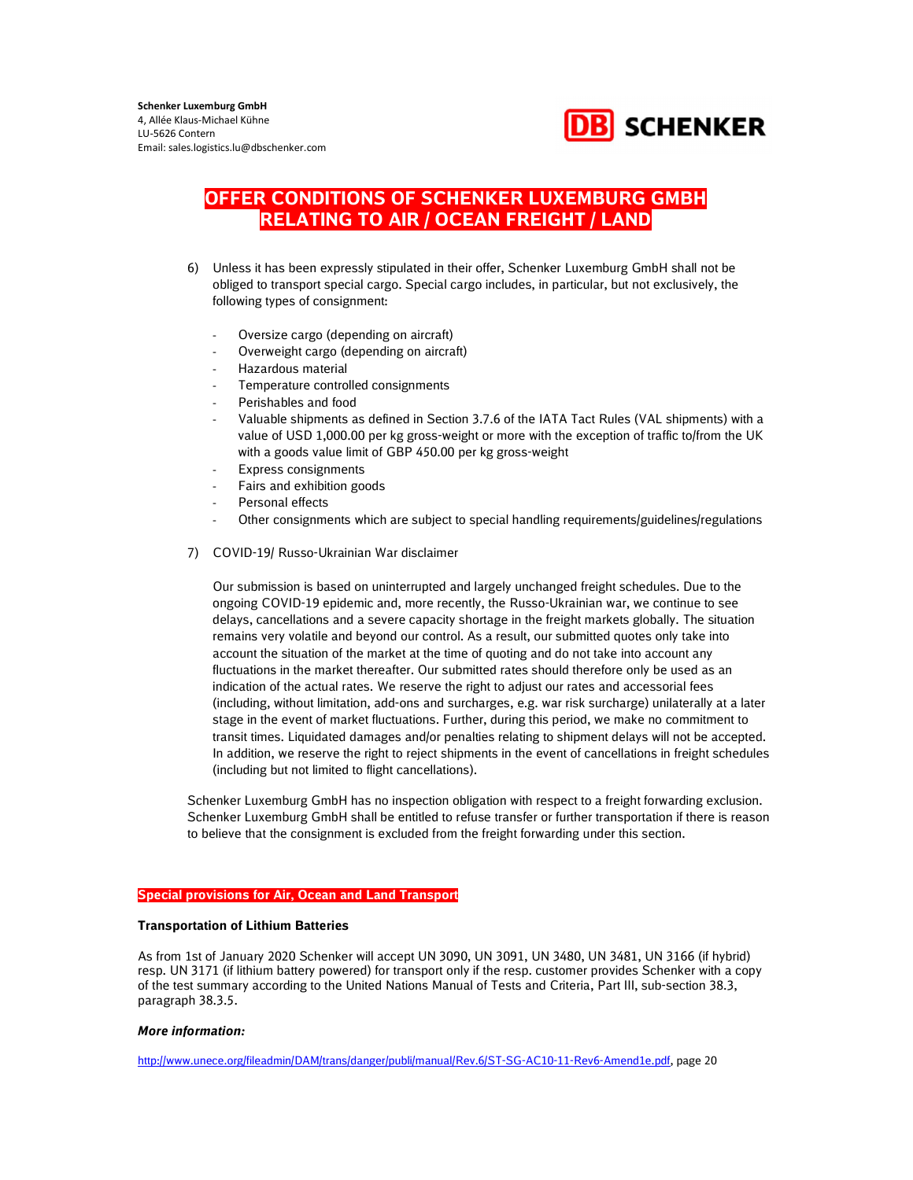Schenker Luxemburg GmbH
4, Allée Klaus-Michael Kühne
LU-5626 Contern
Email: sales.logistics.lu@dbschenker.com

# OFFER CONDITIONS OF SCHENKER LUXEMBURG GMBH RELATING TO AIR / OCEAN FREIGHT / LAND

6) Unless it has been expressly stipulated in their offer, Schenker Luxemburg GmbH shall not be obliged to transport special cargo. Special cargo includes, in particular, but not exclusively, the following types of consignment:

   - Oversize cargo (depending on aircraft)
   - Overweight cargo (depending on aircraft)
   - Hazardous material
   - Temperature controlled consignments
   - Perishables and food
   - Valuable shipments as defined in Section 3.7.6 of the IATA Tact Rules (VAL shipments) with a value of USD 1,000.00 per kg gross-weight or more with the exception of traffic to/from the UK with a goods value limit of GBP 450.00 per kg gross-weight
   - Express consignments
   - Fairs and exhibition goods
   - Personal effects
   - Other consignments which are subject to special handling requirements/guidelines/regulations

7) COVID-19/ Russo-Ukrainian War disclaimer

   Our submission is based on uninterrupted and largely unchanged freight schedules. Due to the ongoing COVID-19 epidemic and, more recently, the Russo-Ukrainian war, we continue to see delays, cancellations and a severe capacity shortage in the freight markets globally. The situation remains very volatile and beyond our control. As a result, our submitted quotes only take into account the situation of the market at the time of quoting and do not take into account any fluctuations in the market thereafter. Our submitted rates should therefore only be used as an indication of the actual rates. We reserve the right to adjust our rates and accessorial fees (including, without limitation, add-ons and surcharges, e.g. war risk surcharge) unilaterally at a later stage in the event of market fluctuations. Further, during this period, we make no commitment to transit times. Liquidated damages and/or penalties relating to shipment delays will not be accepted. In addition, we reserve the right to reject shipments in the event of cancellations in freight schedules (including but not limited to flight cancellations).

Schenker Luxemburg GmbH has no inspection obligation with respect to a freight forwarding exclusion. Schenker Luxemburg GmbH shall be entitled to refuse transfer or further transportation if there is reason to believe that the consignment is excluded from the freight forwarding under this section.

## Special provisions for Air, Ocean and Land Transport

### Transportation of Lithium Batteries

As from 1st of January 2020 Schenker will accept UN 3090, UN 3091, UN 3480, UN 3481, UN 3166 (if hybrid) resp. UN 3171 (if lithium battery powered) for transport only if the resp. customer provides Schenker with a copy of the test summary according to the United Nations Manual of Tests and Criteria, Part III, sub-section 38.3, paragraph 38.3.5.

***More information:***

http://www.unece.org/fileadmin/DAM/trans/danger/publi/manual/Rev.6/ST-SG-AC10-11-Rev6-Amend1e.pdf, page 20